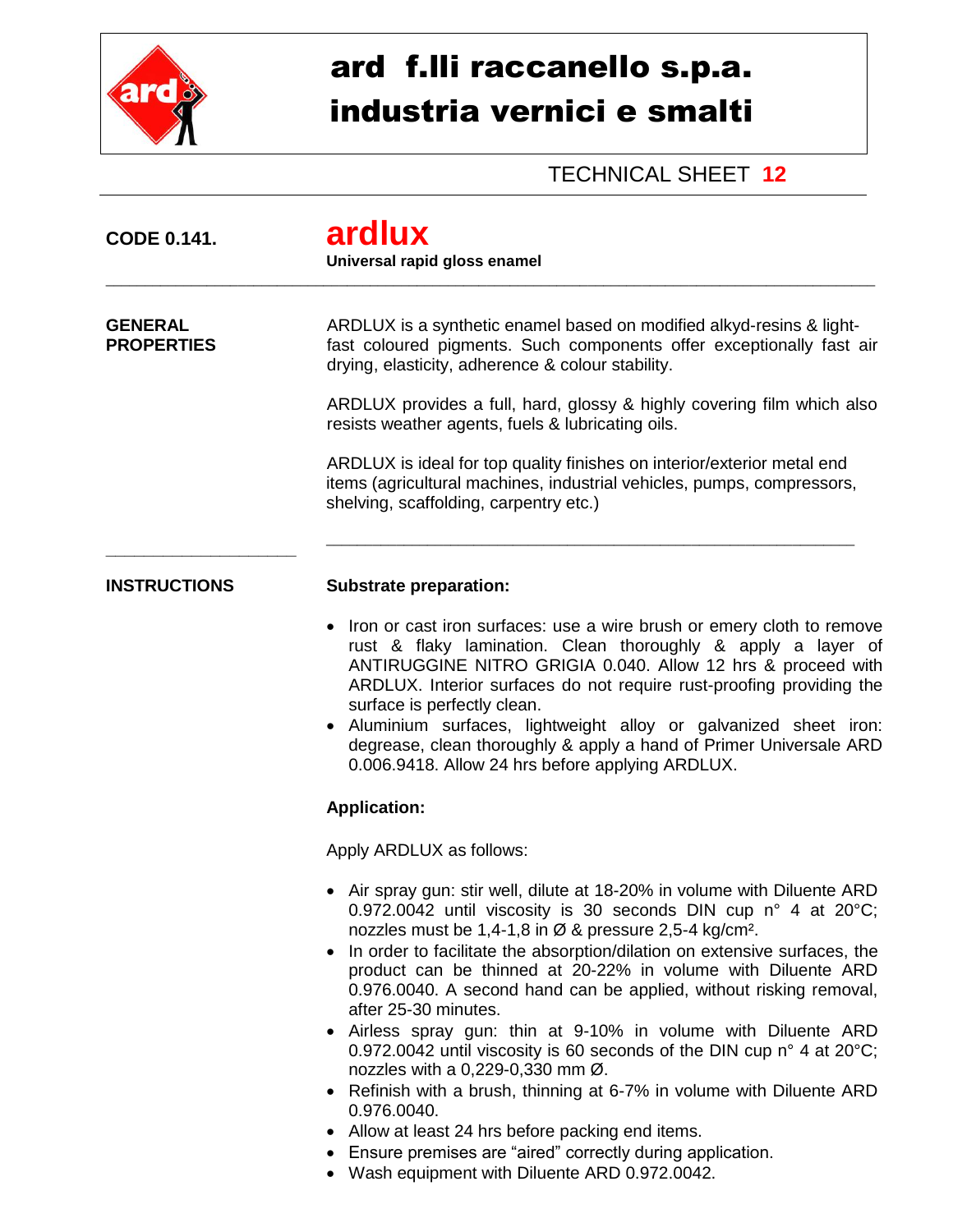# ard f.lli raccanello s.p.a.
# industria vernici e smalti

TECHNICAL SHEET **12**

**CODE 0.141.**

## ardlux

**Universal rapid gloss enamel**

---

**GENERAL PROPERTIES**

ARDLUX is a synthetic enamel based on modified alkyd-resins & light-fast coloured pigments. Such components offer exceptionally fast air drying, elasticity, adherence & colour stability.

ARDLUX provides a full, hard, glossy & highly covering film which also resists weather agents, fuels & lubricating oils.

ARDLUX is ideal for top quality finishes on interior/exterior metal end items (agricultural machines, industrial vehicles, pumps, compressors, shelving, scaffolding, carpentry etc.)

---

**INSTRUCTIONS**

**Substrate preparation:**

- Iron or cast iron surfaces: use a wire brush or emery cloth to remove rust & flaky lamination. Clean thoroughly & apply a layer of ANTIRUGGINE NITRO GRIGIA 0.040. Allow 12 hrs & proceed with ARDLUX. Interior surfaces do not require rust-proofing providing the surface is perfectly clean.
- Aluminium surfaces, lightweight alloy or galvanized sheet iron: degrease, clean thoroughly & apply a hand of Primer Universale ARD 0.006.9418. Allow 24 hrs before applying ARDLUX.

**Application:**

Apply ARDLUX as follows:

- Air spray gun: stir well, dilute at 18-20% in volume with Diluente ARD 0.972.0042 until viscosity is 30 seconds DIN cup n° 4 at 20°C; nozzles must be 1,4-1,8 in Ø & pressure 2,5-4 kg/cm².
- In order to facilitate the absorption/dilation on extensive surfaces, the product can be thinned at 20-22% in volume with Diluente ARD 0.976.0040. A second hand can be applied, without risking removal, after 25-30 minutes.
- Airless spray gun: thin at 9-10% in volume with Diluente ARD 0.972.0042 until viscosity is 60 seconds of the DIN cup n° 4 at 20°C; nozzles with a 0,229-0,330 mm Ø.
- Refinish with a brush, thinning at 6-7% in volume with Diluente ARD 0.976.0040.
- Allow at least 24 hrs before packing end items.
- Ensure premises are "aired" correctly during application.
- Wash equipment with Diluente ARD 0.972.0042.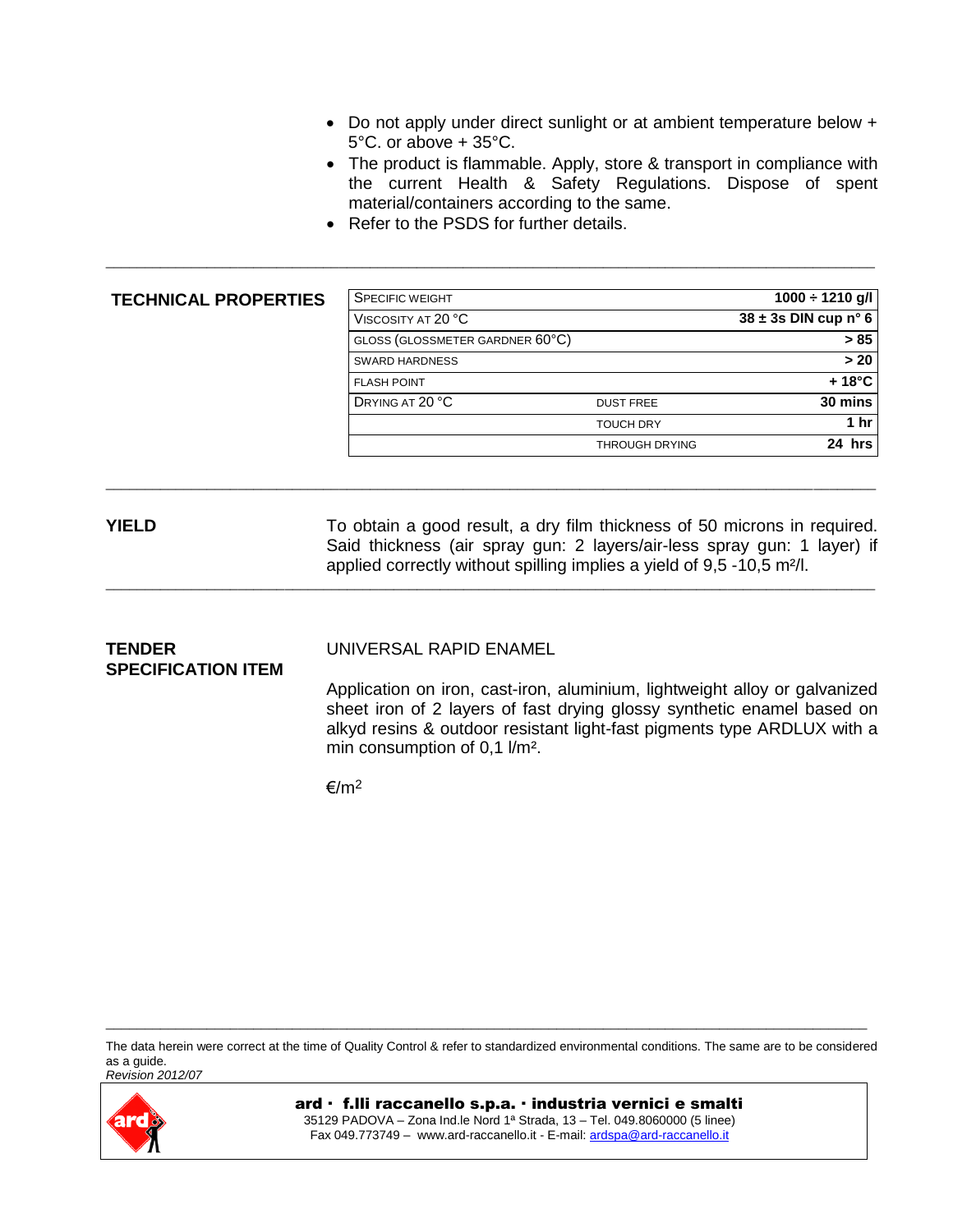- Do not apply under direct sunlight or at ambient temperature below + 5°C. or above + 35°C.
- The product is flammable. Apply, store & transport in compliance with the current Health & Safety Regulations. Dispose of spent material/containers according to the same.
- Refer to the PSDS for further details.

---

**TECHNICAL PROPERTIES**

| | | |
|---|---|---|
| SPECIFIC WEIGHT | | **1000 ÷ 1210 g/l** |
| VISCOSITY AT 20 °C | | **38 ± 3s DIN cup n° 6** |
| GLOSS (GLOSSMETER GARDNER 60°C) | | **> 85** |
| SWARD HARDNESS | | **> 20** |
| FLASH POINT | | **+ 18°C** |
| DRYING AT 20 °C | DUST FREE | **30 mins** |
| | TOUCH DRY | **1 hr** |
| | THROUGH DRYING | **24 hrs** |

---

**YIELD**

To obtain a good result, a dry film thickness of 50 microns in required. Said thickness (air spray gun: 2 layers/air-less spray gun: 1 layer) if applied correctly without spilling implies a yield of 9,5 -10,5 m²/l.

---

**TENDER SPECIFICATION ITEM**

UNIVERSAL RAPID ENAMEL

Application on iron, cast-iron, aluminium, lightweight alloy or galvanized sheet iron of 2 layers of fast drying glossy synthetic enamel based on alkyd resins & outdoor resistant light-fast pigments type ARDLUX with a min consumption of 0,1 l/m².

€/m²

---

The data herein were correct at the time of Quality Control & refer to standardized environmental conditions. The same are to be considered as a guide.

*Revision 2012/07*

**ard · f.lli raccanello s.p.a. · industria vernici e smalti**
35129 PADOVA – Zona Ind.le Nord 1ª Strada, 13 – Tel. 049.8060000 (5 linee)
Fax 049.773749 – www.ard-raccanello.it - E-mail: ardspa@ard-raccanello.it